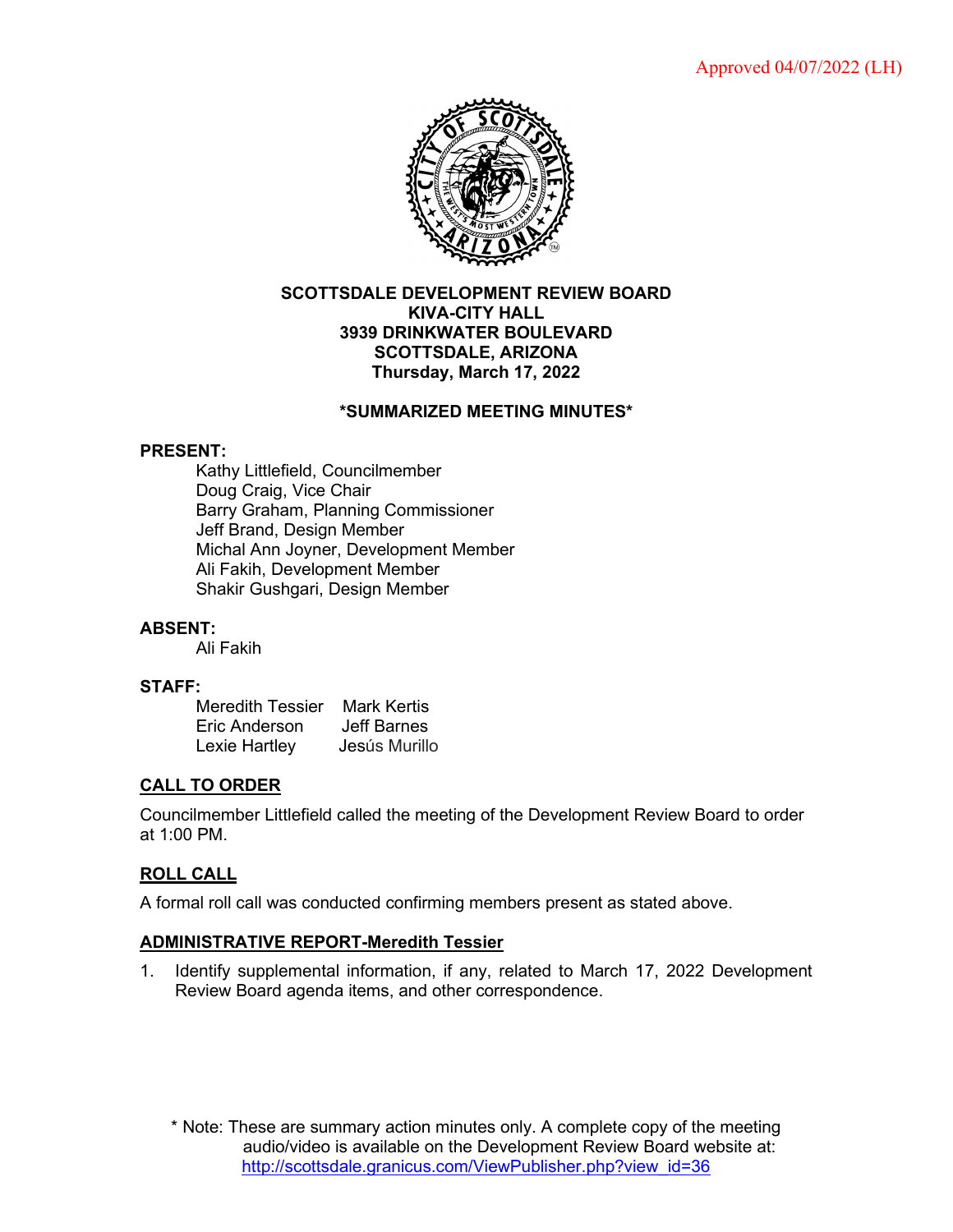Approved 04/07/2022 (LH)

**SCOTTSDALE DEVELOPMENT REVIEW BOARD**
**KIVA-CITY HALL**
**3939 DRINKWATER BOULEVARD**
**SCOTTSDALE, ARIZONA**
**Thursday, March 17, 2022**

**\*SUMMARIZED MEETING MINUTES\***

**PRESENT:**

Kathy Littlefield, Councilmember
Doug Craig, Vice Chair
Barry Graham, Planning Commissioner
Jeff Brand, Design Member
Michal Ann Joyner, Development Member
Ali Fakih, Development Member
Shakir Gushgari, Design Member

**ABSENT:**

Ali Fakih

**STAFF:**

| | |
|---|---|
| Meredith Tessier | Mark Kertis |
| Eric Anderson | Jeff Barnes |
| Lexie Hartley | Jesús Murillo |

## CALL TO ORDER

Councilmember Littlefield called the meeting of the Development Review Board to order at 1:00 PM.

## ROLL CALL

A formal roll call was conducted confirming members present as stated above.

## ADMINISTRATIVE REPORT-Meredith Tessier

1. Identify supplemental information, if any, related to March 17, 2022 Development Review Board agenda items, and other correspondence.

\* Note: These are summary action minutes only. A complete copy of the meeting audio/video is available on the Development Review Board website at: http://scottsdale.granicus.com/ViewPublisher.php?view_id=36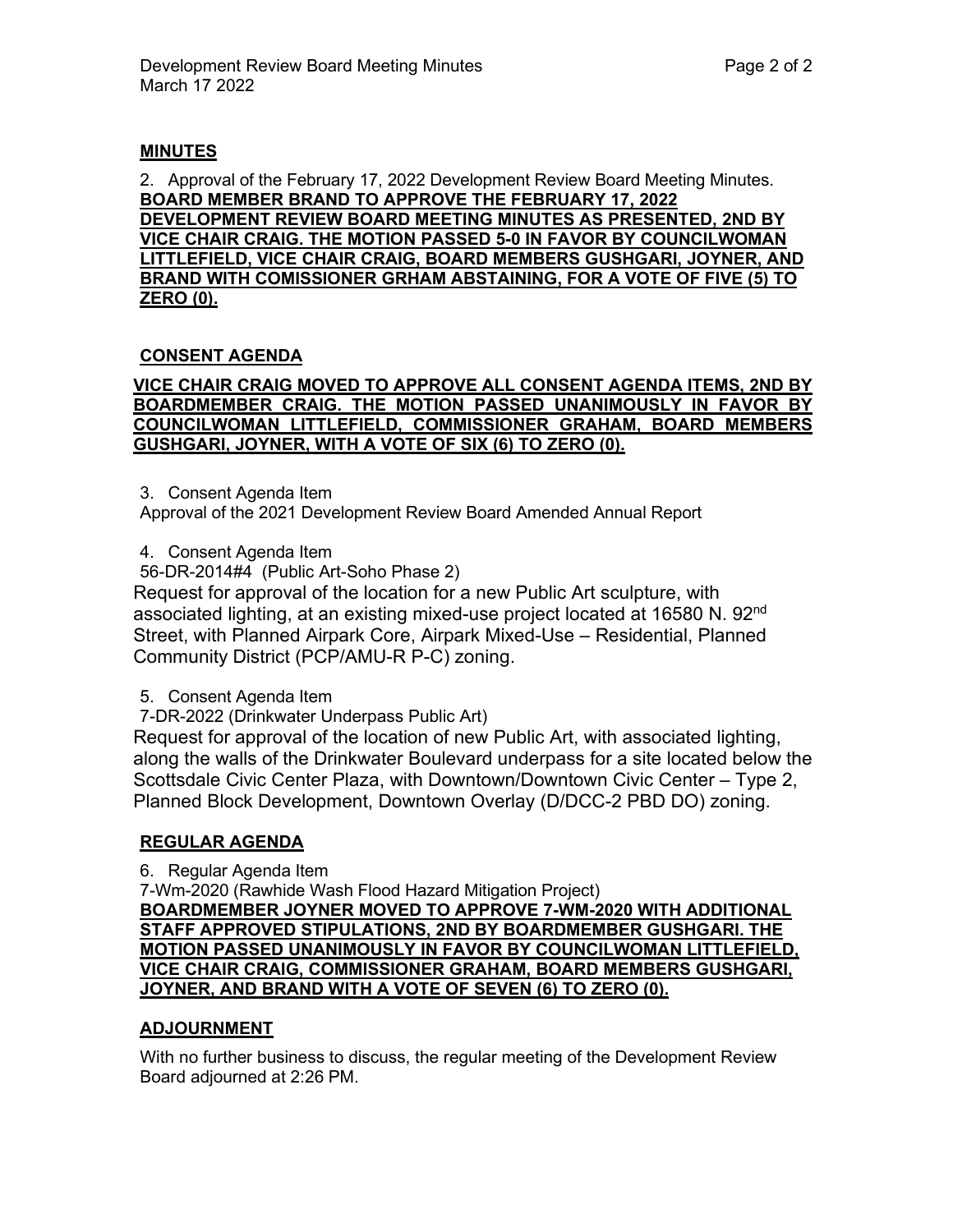## MINUTES

2. Approval of the February 17, 2022 Development Review Board Meeting Minutes.
**BOARD MEMBER BRAND TO APPROVE THE FEBRUARY 17, 2022 DEVELOPMENT REVIEW BOARD MEETING MINUTES AS PRESENTED, 2ND BY VICE CHAIR CRAIG. THE MOTION PASSED 5-0 IN FAVOR BY COUNCILWOMAN LITTLEFIELD, VICE CHAIR CRAIG, BOARD MEMBERS GUSHGARI, JOYNER, AND BRAND WITH COMISSIONER GRHAM ABSTAINING, FOR A VOTE OF FIVE (5) TO ZERO (0).**

## CONSENT AGENDA

**VICE CHAIR CRAIG MOVED TO APPROVE ALL CONSENT AGENDA ITEMS, 2ND BY BOARDMEMBER CRAIG. THE MOTION PASSED UNANIMOUSLY IN FAVOR BY COUNCILWOMAN LITTLEFIELD, COMMISSIONER GRAHAM, BOARD MEMBERS GUSHGARI, JOYNER, WITH A VOTE OF SIX (6) TO ZERO (0).**

3. Consent Agenda Item
Approval of the 2021 Development Review Board Amended Annual Report

4. Consent Agenda Item
56-DR-2014#4 (Public Art-Soho Phase 2)
Request for approval of the location for a new Public Art sculpture, with associated lighting, at an existing mixed-use project located at 16580 N. 92nd Street, with Planned Airpark Core, Airpark Mixed-Use – Residential, Planned Community District (PCP/AMU-R P-C) zoning.

5. Consent Agenda Item
7-DR-2022 (Drinkwater Underpass Public Art)
Request for approval of the location of new Public Art, with associated lighting, along the walls of the Drinkwater Boulevard underpass for a site located below the Scottsdale Civic Center Plaza, with Downtown/Downtown Civic Center – Type 2, Planned Block Development, Downtown Overlay (D/DCC-2 PBD DO) zoning.

## REGULAR AGENDA

6. Regular Agenda Item
7-Wm-2020 (Rawhide Wash Flood Hazard Mitigation Project)
**BOARDMEMBER JOYNER MOVED TO APPROVE 7-WM-2020 WITH ADDITIONAL STAFF APPROVED STIPULATIONS, 2ND BY BOARDMEMBER GUSHGARI. THE MOTION PASSED UNANIMOUSLY IN FAVOR BY COUNCILWOMAN LITTLEFIELD, VICE CHAIR CRAIG, COMMISSIONER GRAHAM, BOARD MEMBERS GUSHGARI, JOYNER, AND BRAND WITH A VOTE OF SEVEN (6) TO ZERO (0).**

## ADJOURNMENT

With no further business to discuss, the regular meeting of the Development Review Board adjourned at 2:26 PM.